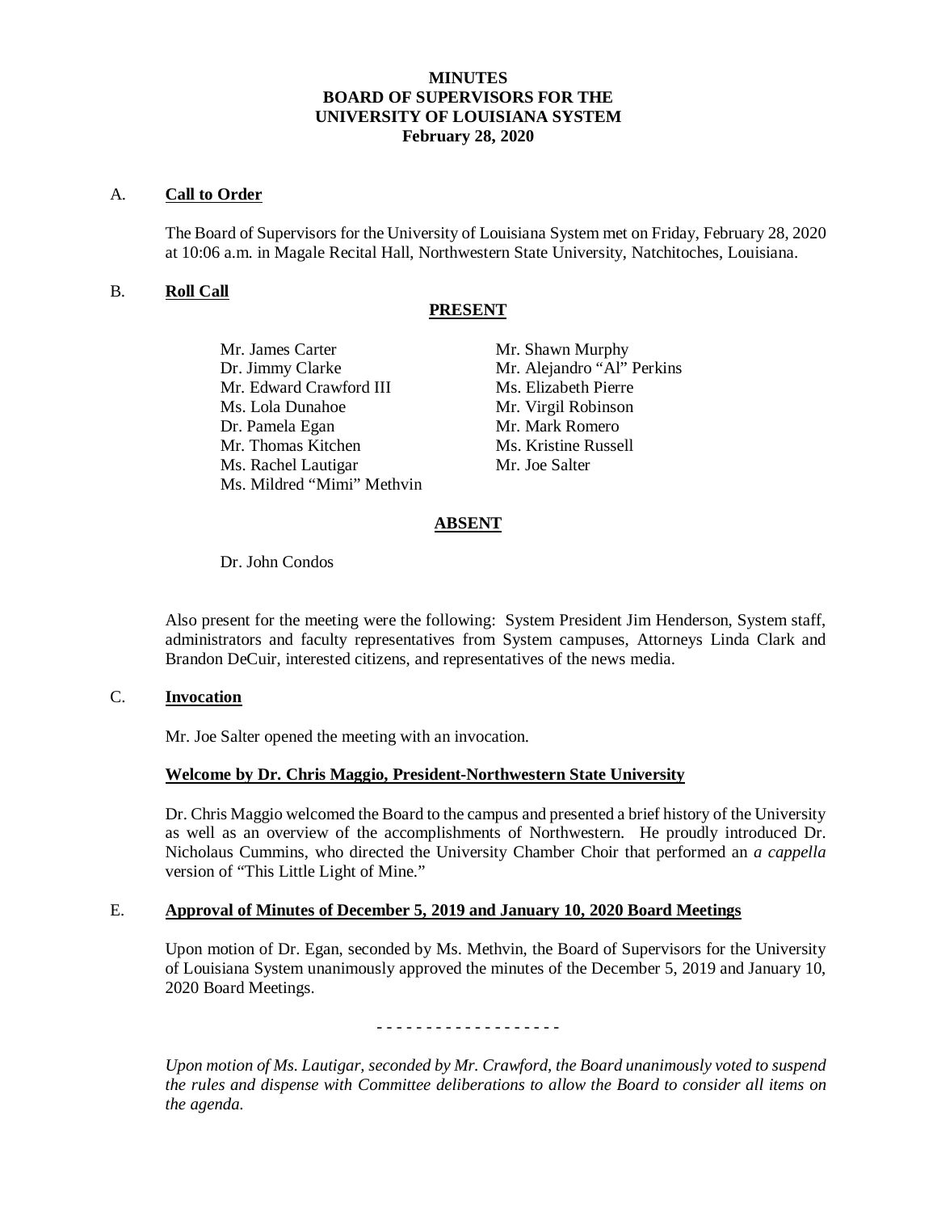# MINUTES
# BOARD OF SUPERVISORS FOR THE UNIVERSITY OF LOUISIANA SYSTEM
# February 28, 2020

## A. Call to Order

The Board of Supervisors for the University of Louisiana System met on Friday, February 28, 2020 at 10:06 a.m. in Magale Recital Hall, Northwestern State University, Natchitoches, Louisiana.

## B. Roll Call

**PRESENT**

- Mr. James Carter
- Dr. Jimmy Clarke
- Mr. Edward Crawford III
- Ms. Lola Dunahoe
- Dr. Pamela Egan
- Mr. Thomas Kitchen
- Ms. Rachel Lautigar
- Ms. Mildred "Mimi" Methvin
- Mr. Shawn Murphy
- Mr. Alejandro "Al" Perkins
- Ms. Elizabeth Pierre
- Mr. Virgil Robinson
- Mr. Mark Romero
- Ms. Kristine Russell
- Mr. Joe Salter

**ABSENT**

- Dr. John Condos

Also present for the meeting were the following: System President Jim Henderson, System staff, administrators and faculty representatives from System campuses, Attorneys Linda Clark and Brandon DeCuir, interested citizens, and representatives of the news media.

## C. Invocation

Mr. Joe Salter opened the meeting with an invocation.

### Welcome by Dr. Chris Maggio, President-Northwestern State University

Dr. Chris Maggio welcomed the Board to the campus and presented a brief history of the University as well as an overview of the accomplishments of Northwestern. He proudly introduced Dr. Nicholaus Cummins, who directed the University Chamber Choir that performed an *a cappella* version of "This Little Light of Mine."

## E. Approval of Minutes of December 5, 2019 and January 10, 2020 Board Meetings

Upon motion of Dr. Egan, seconded by Ms. Methvin, the Board of Supervisors for the University of Louisiana System unanimously approved the minutes of the December 5, 2019 and January 10, 2020 Board Meetings.

\- - - - - - - - - - - - - - - - - - -

*Upon motion of Ms. Lautigar, seconded by Mr. Crawford, the Board unanimously voted to suspend the rules and dispense with Committee deliberations to allow the Board to consider all items on the agenda.*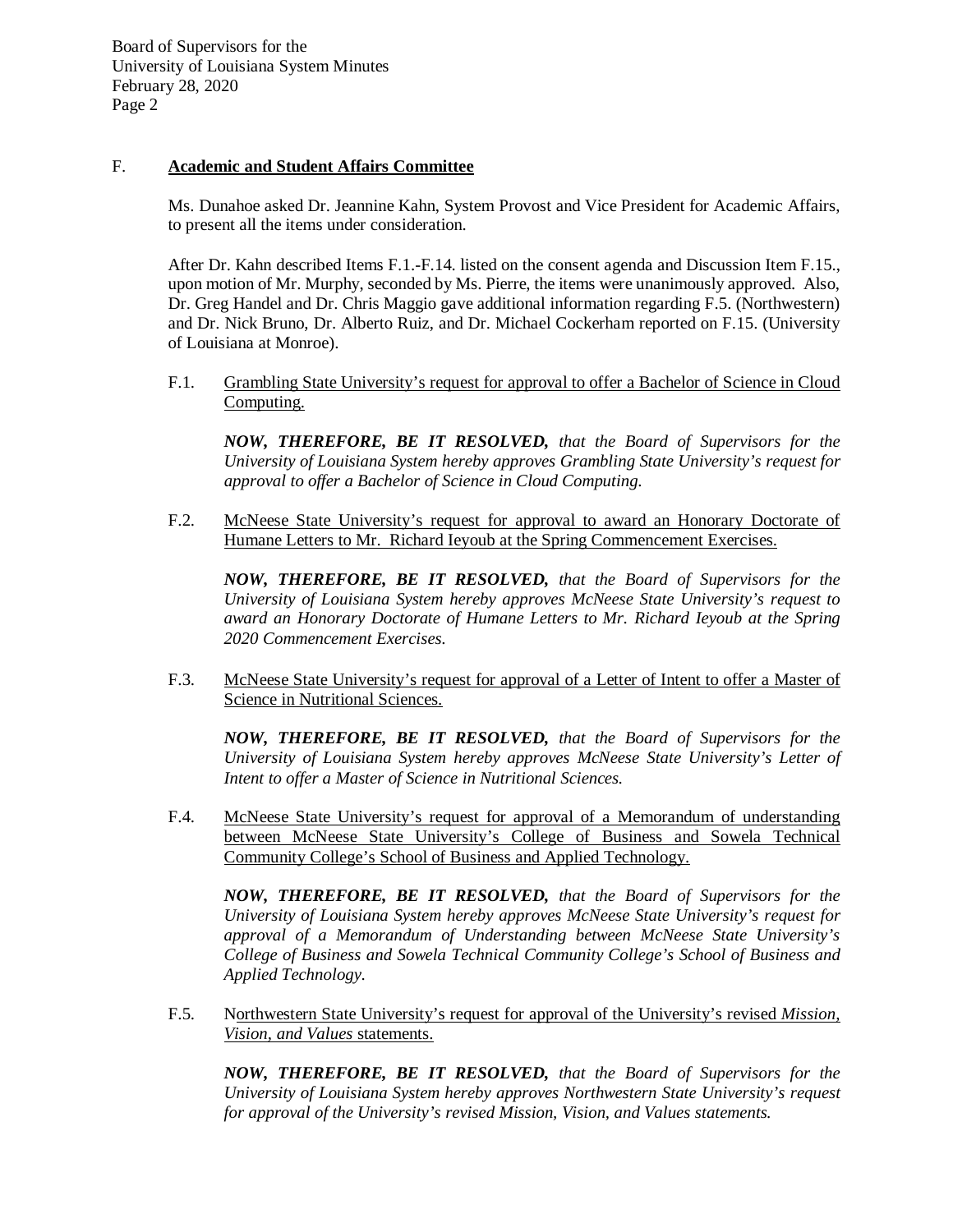## F. Academic and Student Affairs Committee

Ms. Dunahoe asked Dr. Jeannine Kahn, System Provost and Vice President for Academic Affairs, to present all the items under consideration.

After Dr. Kahn described Items F.1.-F.14. listed on the consent agenda and Discussion Item F.15., upon motion of Mr. Murphy, seconded by Ms. Pierre, the items were unanimously approved. Also, Dr. Greg Handel and Dr. Chris Maggio gave additional information regarding F.5. (Northwestern) and Dr. Nick Bruno, Dr. Alberto Ruiz, and Dr. Michael Cockerham reported on F.15. (University of Louisiana at Monroe).

F.1. Grambling State University's request for approval to offer a Bachelor of Science in Cloud Computing.

***NOW, THEREFORE, BE IT RESOLVED,*** *that the Board of Supervisors for the University of Louisiana System hereby approves Grambling State University's request for approval to offer a Bachelor of Science in Cloud Computing.*

F.2. McNeese State University's request for approval to award an Honorary Doctorate of Humane Letters to Mr. Richard Ieyoub at the Spring Commencement Exercises.

***NOW, THEREFORE, BE IT RESOLVED,*** *that the Board of Supervisors for the University of Louisiana System hereby approves McNeese State University's request to award an Honorary Doctorate of Humane Letters to Mr. Richard Ieyoub at the Spring 2020 Commencement Exercises.*

F.3. McNeese State University's request for approval of a Letter of Intent to offer a Master of Science in Nutritional Sciences.

***NOW, THEREFORE, BE IT RESOLVED,*** *that the Board of Supervisors for the University of Louisiana System hereby approves McNeese State University's Letter of Intent to offer a Master of Science in Nutritional Sciences.*

F.4. McNeese State University's request for approval of a Memorandum of understanding between McNeese State University's College of Business and Sowela Technical Community College's School of Business and Applied Technology.

***NOW, THEREFORE, BE IT RESOLVED,*** *that the Board of Supervisors for the University of Louisiana System hereby approves McNeese State University's request for approval of a Memorandum of Understanding between McNeese State University's College of Business and Sowela Technical Community College's School of Business and Applied Technology.*

F.5. Northwestern State University's request for approval of the University's revised *Mission, Vision, and Values* statements.

***NOW, THEREFORE, BE IT RESOLVED,*** *that the Board of Supervisors for the University of Louisiana System hereby approves Northwestern State University's request for approval of the University's revised Mission, Vision, and Values statements.*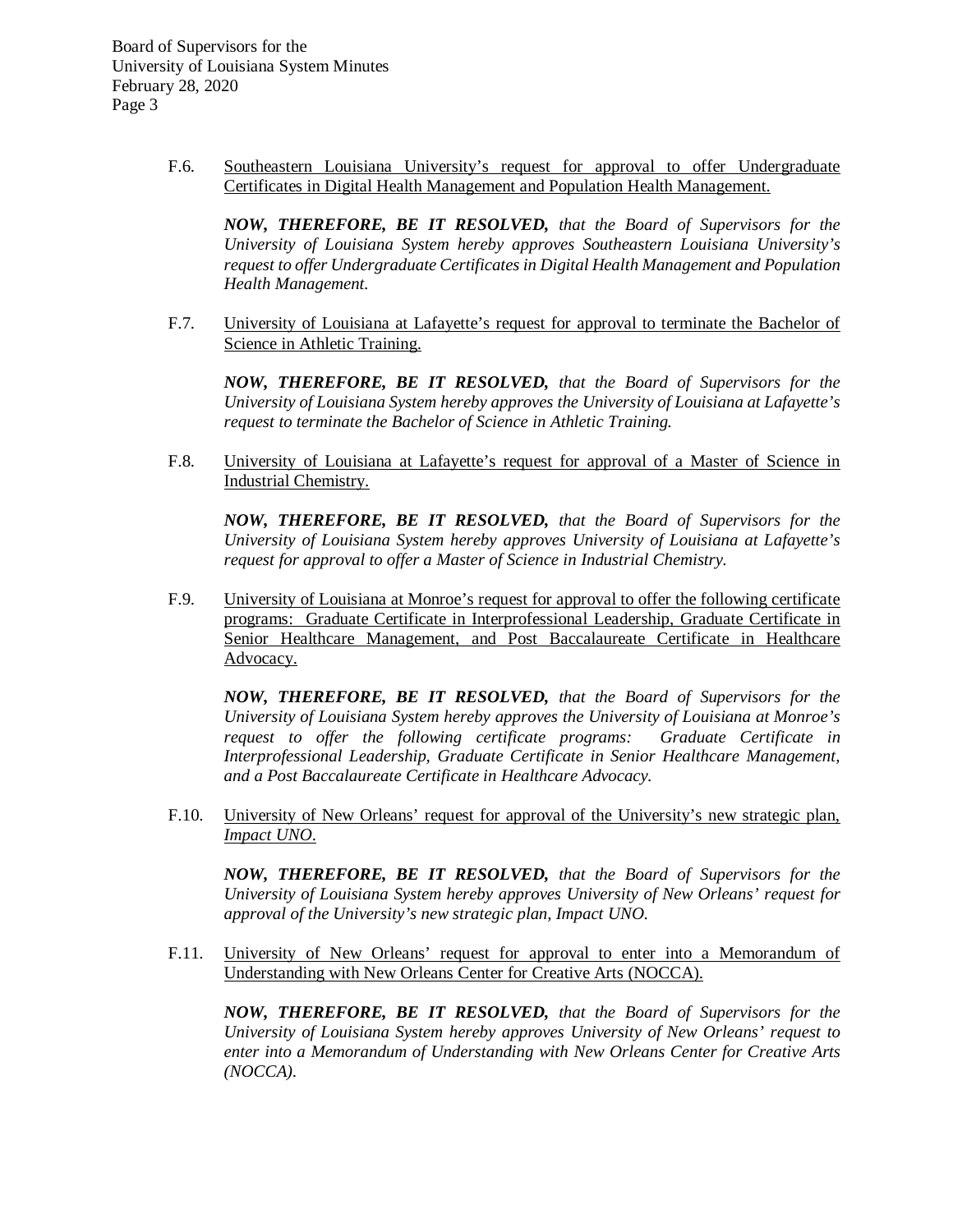F.6. Southeastern Louisiana University's request for approval to offer Undergraduate Certificates in Digital Health Management and Population Health Management.

***NOW, THEREFORE, BE IT RESOLVED,*** *that the Board of Supervisors for the University of Louisiana System hereby approves Southeastern Louisiana University's request to offer Undergraduate Certificates in Digital Health Management and Population Health Management.*

F.7. University of Louisiana at Lafayette's request for approval to terminate the Bachelor of Science in Athletic Training.

***NOW, THEREFORE, BE IT RESOLVED,*** *that the Board of Supervisors for the University of Louisiana System hereby approves the University of Louisiana at Lafayette's request to terminate the Bachelor of Science in Athletic Training.*

F.8. University of Louisiana at Lafayette's request for approval of a Master of Science in Industrial Chemistry.

***NOW, THEREFORE, BE IT RESOLVED,*** *that the Board of Supervisors for the University of Louisiana System hereby approves University of Louisiana at Lafayette's request for approval to offer a Master of Science in Industrial Chemistry.*

F.9. University of Louisiana at Monroe's request for approval to offer the following certificate programs: Graduate Certificate in Interprofessional Leadership, Graduate Certificate in Senior Healthcare Management, and Post Baccalaureate Certificate in Healthcare Advocacy.

***NOW, THEREFORE, BE IT RESOLVED,*** *that the Board of Supervisors for the University of Louisiana System hereby approves the University of Louisiana at Monroe's request to offer the following certificate programs: Graduate Certificate in Interprofessional Leadership, Graduate Certificate in Senior Healthcare Management, and a Post Baccalaureate Certificate in Healthcare Advocacy.*

F.10. University of New Orleans' request for approval of the University's new strategic plan, *Impact UNO*.

***NOW, THEREFORE, BE IT RESOLVED,*** *that the Board of Supervisors for the University of Louisiana System hereby approves University of New Orleans' request for approval of the University's new strategic plan, Impact UNO.*

F.11. University of New Orleans' request for approval to enter into a Memorandum of Understanding with New Orleans Center for Creative Arts (NOCCA).

***NOW, THEREFORE, BE IT RESOLVED,*** *that the Board of Supervisors for the University of Louisiana System hereby approves University of New Orleans' request to enter into a Memorandum of Understanding with New Orleans Center for Creative Arts (NOCCA).*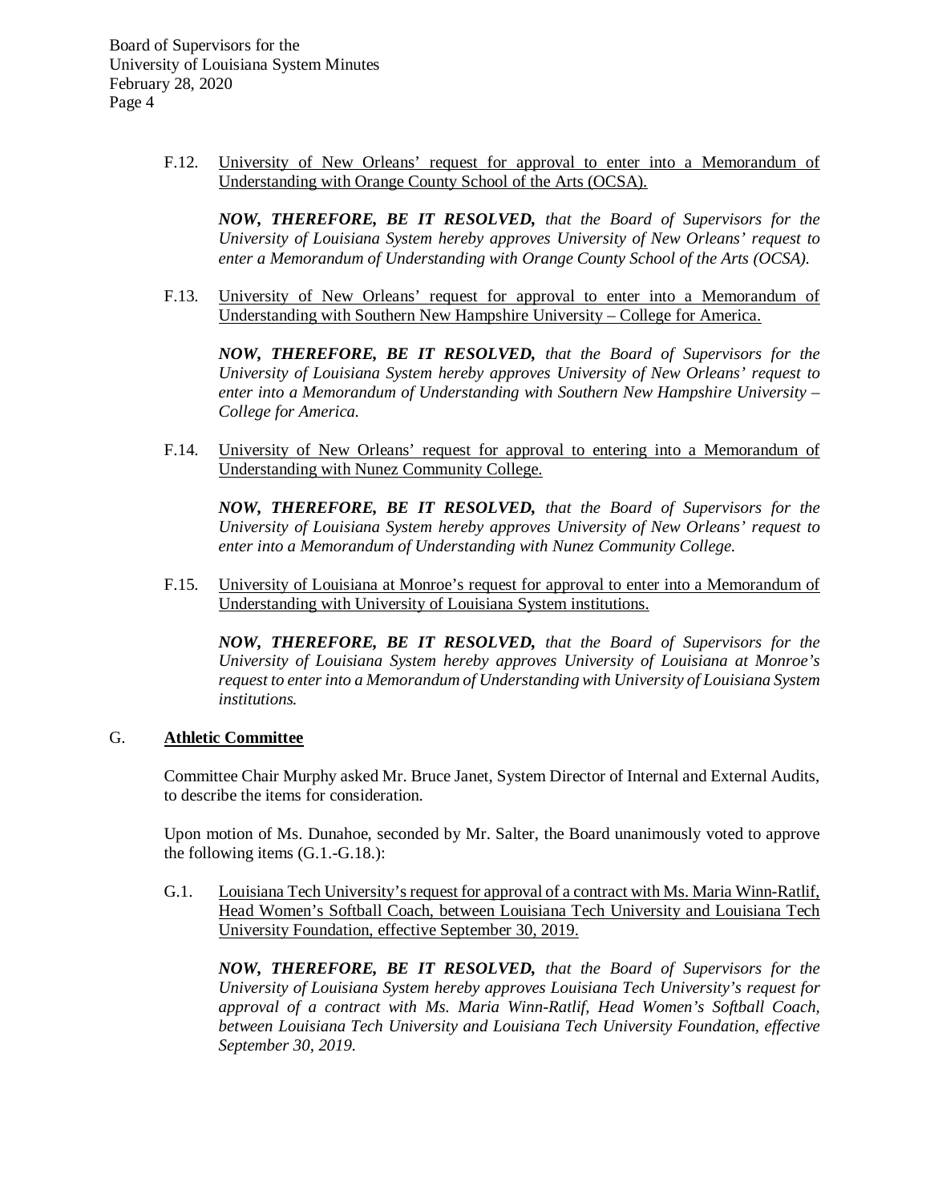F.12. <u>University of New Orleans' request for approval to enter into a Memorandum of Understanding with Orange County School of the Arts (OCSA).</u>

***NOW, THEREFORE, BE IT RESOLVED,*** *that the Board of Supervisors for the University of Louisiana System hereby approves University of New Orleans' request to enter a Memorandum of Understanding with Orange County School of the Arts (OCSA).*

F.13. <u>University of New Orleans' request for approval to enter into a Memorandum of Understanding with Southern New Hampshire University – College for America.</u>

***NOW, THEREFORE, BE IT RESOLVED,*** *that the Board of Supervisors for the University of Louisiana System hereby approves University of New Orleans' request to enter into a Memorandum of Understanding with Southern New Hampshire University – College for America.*

F.14. <u>University of New Orleans' request for approval to entering into a Memorandum of Understanding with Nunez Community College.</u>

***NOW, THEREFORE, BE IT RESOLVED,*** *that the Board of Supervisors for the University of Louisiana System hereby approves University of New Orleans' request to enter into a Memorandum of Understanding with Nunez Community College.*

F.15. <u>University of Louisiana at Monroe's request for approval to enter into a Memorandum of Understanding with University of Louisiana System institutions.</u>

***NOW, THEREFORE, BE IT RESOLVED,*** *that the Board of Supervisors for the University of Louisiana System hereby approves University of Louisiana at Monroe's request to enter into a Memorandum of Understanding with University of Louisiana System institutions.*

## G. <u>Athletic Committee</u>

Committee Chair Murphy asked Mr. Bruce Janet, System Director of Internal and External Audits, to describe the items for consideration.

Upon motion of Ms. Dunahoe, seconded by Mr. Salter, the Board unanimously voted to approve the following items (G.1.-G.18.):

G.1. <u>Louisiana Tech University's request for approval of a contract with Ms. Maria Winn-Ratlif, Head Women's Softball Coach, between Louisiana Tech University and Louisiana Tech University Foundation, effective September 30, 2019.</u>

***NOW, THEREFORE, BE IT RESOLVED,*** *that the Board of Supervisors for the University of Louisiana System hereby approves Louisiana Tech University's request for approval of a contract with Ms. Maria Winn-Ratlif, Head Women's Softball Coach, between Louisiana Tech University and Louisiana Tech University Foundation, effective September 30, 2019.*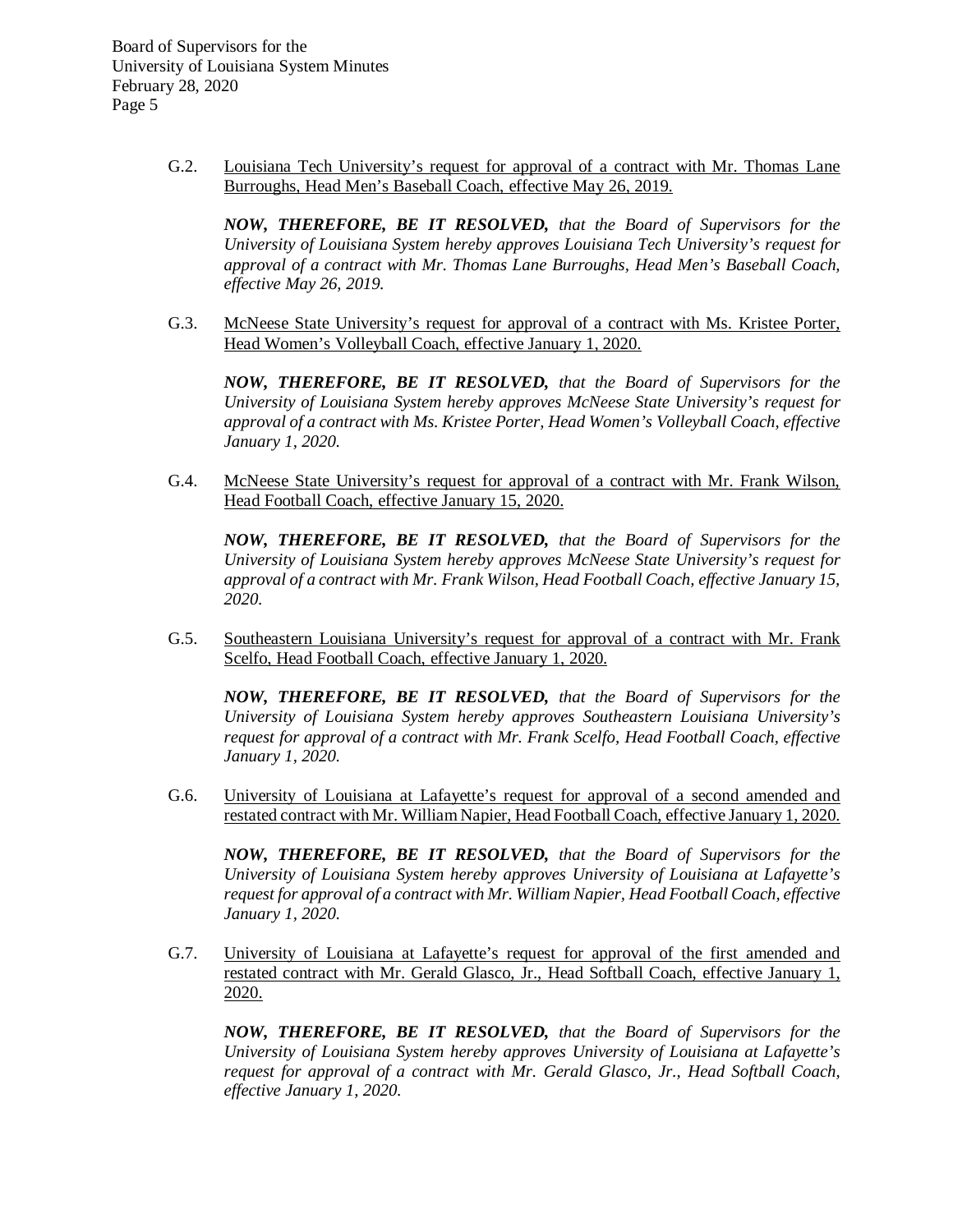G.2. <u>Louisiana Tech University's request for approval of a contract with Mr. Thomas Lane Burroughs, Head Men's Baseball Coach, effective May 26, 2019.</u>

***NOW, THEREFORE, BE IT RESOLVED,*** *that the Board of Supervisors for the University of Louisiana System hereby approves Louisiana Tech University's request for approval of a contract with Mr. Thomas Lane Burroughs, Head Men's Baseball Coach, effective May 26, 2019.*

G.3. <u>McNeese State University's request for approval of a contract with Ms. Kristee Porter, Head Women's Volleyball Coach, effective January 1, 2020.</u>

***NOW, THEREFORE, BE IT RESOLVED,*** *that the Board of Supervisors for the University of Louisiana System hereby approves McNeese State University's request for approval of a contract with Ms. Kristee Porter, Head Women's Volleyball Coach, effective January 1, 2020.*

G.4. <u>McNeese State University's request for approval of a contract with Mr. Frank Wilson, Head Football Coach, effective January 15, 2020.</u>

***NOW, THEREFORE, BE IT RESOLVED,*** *that the Board of Supervisors for the University of Louisiana System hereby approves McNeese State University's request for approval of a contract with Mr. Frank Wilson, Head Football Coach, effective January 15, 2020.*

G.5. <u>Southeastern Louisiana University's request for approval of a contract with Mr. Frank Scelfo, Head Football Coach, effective January 1, 2020.</u>

***NOW, THEREFORE, BE IT RESOLVED,*** *that the Board of Supervisors for the University of Louisiana System hereby approves Southeastern Louisiana University's request for approval of a contract with Mr. Frank Scelfo, Head Football Coach, effective January 1, 2020.*

G.6. <u>University of Louisiana at Lafayette's request for approval of a second amended and restated contract with Mr. William Napier, Head Football Coach, effective January 1, 2020.</u>

***NOW, THEREFORE, BE IT RESOLVED,*** *that the Board of Supervisors for the University of Louisiana System hereby approves University of Louisiana at Lafayette's request for approval of a contract with Mr. William Napier, Head Football Coach, effective January 1, 2020.*

G.7. <u>University of Louisiana at Lafayette's request for approval of the first amended and restated contract with Mr. Gerald Glasco, Jr., Head Softball Coach, effective January 1, 2020.</u>

***NOW, THEREFORE, BE IT RESOLVED,*** *that the Board of Supervisors for the University of Louisiana System hereby approves University of Louisiana at Lafayette's request for approval of a contract with Mr. Gerald Glasco, Jr., Head Softball Coach, effective January 1, 2020.*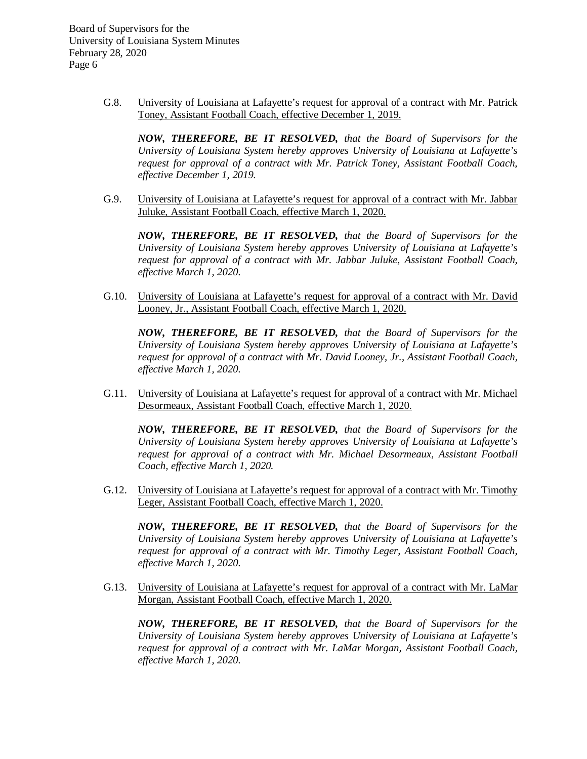G.8. University of Louisiana at Lafayette's request for approval of a contract with Mr. Patrick Toney, Assistant Football Coach, effective December 1, 2019.

***NOW, THEREFORE, BE IT RESOLVED,*** *that the Board of Supervisors for the University of Louisiana System hereby approves University of Louisiana at Lafayette's request for approval of a contract with Mr. Patrick Toney, Assistant Football Coach, effective December 1, 2019.*

G.9. University of Louisiana at Lafayette's request for approval of a contract with Mr. Jabbar Juluke, Assistant Football Coach, effective March 1, 2020.

***NOW, THEREFORE, BE IT RESOLVED,*** *that the Board of Supervisors for the University of Louisiana System hereby approves University of Louisiana at Lafayette's request for approval of a contract with Mr. Jabbar Juluke, Assistant Football Coach, effective March 1, 2020.*

G.10. University of Louisiana at Lafayette's request for approval of a contract with Mr. David Looney, Jr., Assistant Football Coach, effective March 1, 2020.

***NOW, THEREFORE, BE IT RESOLVED,*** *that the Board of Supervisors for the University of Louisiana System hereby approves University of Louisiana at Lafayette's request for approval of a contract with Mr. David Looney, Jr., Assistant Football Coach, effective March 1, 2020.*

G.11. University of Louisiana at Lafayette's request for approval of a contract with Mr. Michael Desormeaux, Assistant Football Coach, effective March 1, 2020.

***NOW, THEREFORE, BE IT RESOLVED,*** *that the Board of Supervisors for the University of Louisiana System hereby approves University of Louisiana at Lafayette's request for approval of a contract with Mr. Michael Desormeaux, Assistant Football Coach, effective March 1, 2020.*

G.12. University of Louisiana at Lafayette's request for approval of a contract with Mr. Timothy Leger, Assistant Football Coach, effective March 1, 2020.

***NOW, THEREFORE, BE IT RESOLVED,*** *that the Board of Supervisors for the University of Louisiana System hereby approves University of Louisiana at Lafayette's request for approval of a contract with Mr. Timothy Leger, Assistant Football Coach, effective March 1, 2020.*

G.13. University of Louisiana at Lafayette's request for approval of a contract with Mr. LaMar Morgan, Assistant Football Coach, effective March 1, 2020.

***NOW, THEREFORE, BE IT RESOLVED,*** *that the Board of Supervisors for the University of Louisiana System hereby approves University of Louisiana at Lafayette's request for approval of a contract with Mr. LaMar Morgan, Assistant Football Coach, effective March 1, 2020.*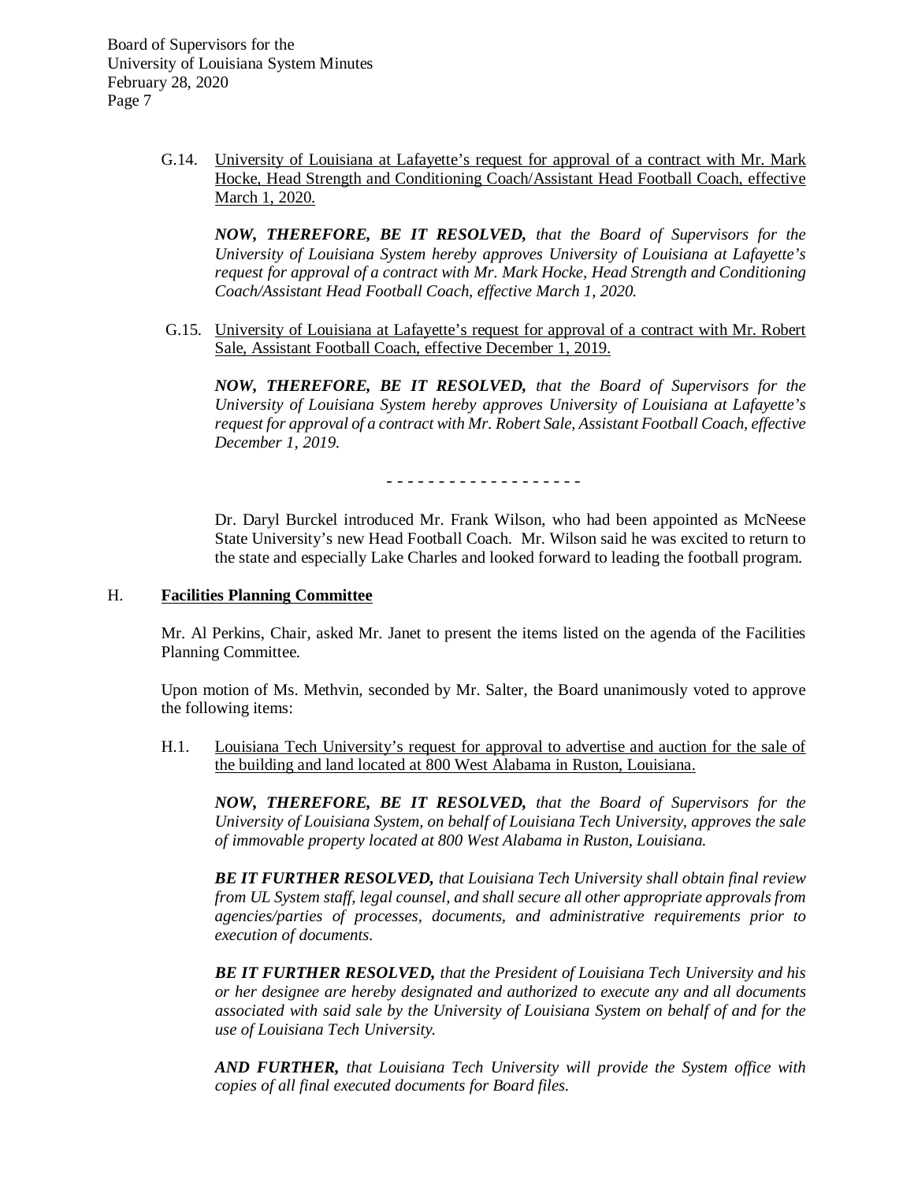G.14. <u>University of Louisiana at Lafayette's request for approval of a contract with Mr. Mark Hocke, Head Strength and Conditioning Coach/Assistant Head Football Coach, effective March 1, 2020.</u>

***NOW, THEREFORE, BE IT RESOLVED,*** *that the Board of Supervisors for the University of Louisiana System hereby approves University of Louisiana at Lafayette's request for approval of a contract with Mr. Mark Hocke, Head Strength and Conditioning Coach/Assistant Head Football Coach, effective March 1, 2020.*

G.15. <u>University of Louisiana at Lafayette's request for approval of a contract with Mr. Robert Sale, Assistant Football Coach, effective December 1, 2019.</u>

***NOW, THEREFORE, BE IT RESOLVED,*** *that the Board of Supervisors for the University of Louisiana System hereby approves University of Louisiana at Lafayette's request for approval of a contract with Mr. Robert Sale, Assistant Football Coach, effective December 1, 2019.*

- - - - - - - - - - - - - - - - - -

Dr. Daryl Burckel introduced Mr. Frank Wilson, who had been appointed as McNeese State University's new Head Football Coach. Mr. Wilson said he was excited to return to the state and especially Lake Charles and looked forward to leading the football program.

## H. **Facilities Planning Committee**

Mr. Al Perkins, Chair, asked Mr. Janet to present the items listed on the agenda of the Facilities Planning Committee.

Upon motion of Ms. Methvin, seconded by Mr. Salter, the Board unanimously voted to approve the following items:

H.1. <u>Louisiana Tech University's request for approval to advertise and auction for the sale of the building and land located at 800 West Alabama in Ruston, Louisiana.</u>

***NOW, THEREFORE, BE IT RESOLVED,*** *that the Board of Supervisors for the University of Louisiana System, on behalf of Louisiana Tech University, approves the sale of immovable property located at 800 West Alabama in Ruston, Louisiana.*

***BE IT FURTHER RESOLVED,*** *that Louisiana Tech University shall obtain final review from UL System staff, legal counsel, and shall secure all other appropriate approvals from agencies/parties of processes, documents, and administrative requirements prior to execution of documents.*

***BE IT FURTHER RESOLVED,*** *that the President of Louisiana Tech University and his or her designee are hereby designated and authorized to execute any and all documents associated with said sale by the University of Louisiana System on behalf of and for the use of Louisiana Tech University.*

***AND FURTHER,*** *that Louisiana Tech University will provide the System office with copies of all final executed documents for Board files.*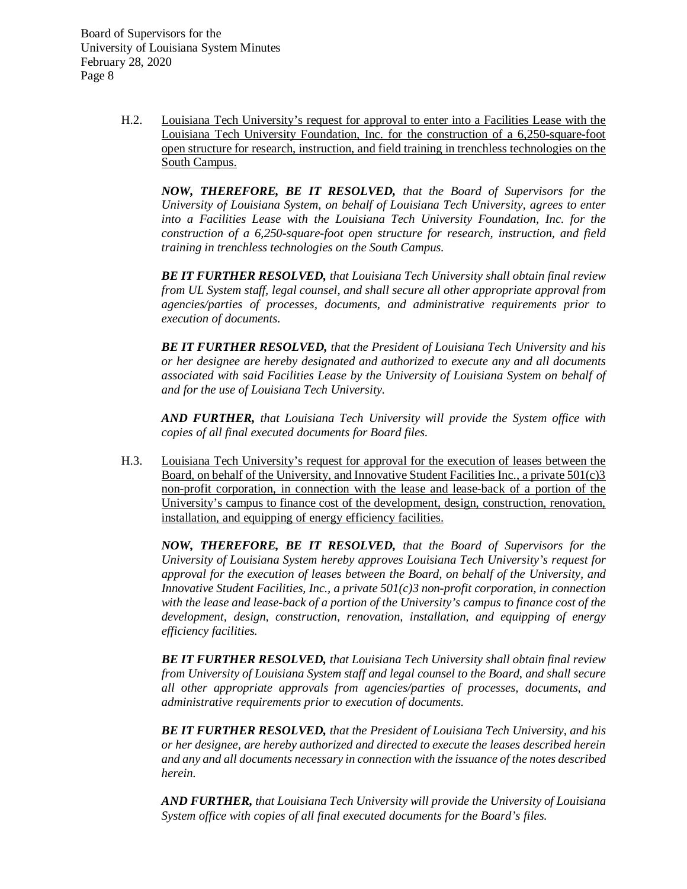H.2. Louisiana Tech University's request for approval to enter into a Facilities Lease with the Louisiana Tech University Foundation, Inc. for the construction of a 6,250-square-foot open structure for research, instruction, and field training in trenchless technologies on the South Campus.

***NOW, THEREFORE, BE IT RESOLVED,*** *that the Board of Supervisors for the University of Louisiana System, on behalf of Louisiana Tech University, agrees to enter into a Facilities Lease with the Louisiana Tech University Foundation, Inc. for the construction of a 6,250-square-foot open structure for research, instruction, and field training in trenchless technologies on the South Campus.*

***BE IT FURTHER RESOLVED,*** *that Louisiana Tech University shall obtain final review from UL System staff, legal counsel, and shall secure all other appropriate approval from agencies/parties of processes, documents, and administrative requirements prior to execution of documents.*

***BE IT FURTHER RESOLVED,*** *that the President of Louisiana Tech University and his or her designee are hereby designated and authorized to execute any and all documents associated with said Facilities Lease by the University of Louisiana System on behalf of and for the use of Louisiana Tech University.*

***AND FURTHER,*** *that Louisiana Tech University will provide the System office with copies of all final executed documents for Board files.*

H.3. Louisiana Tech University's request for approval for the execution of leases between the Board, on behalf of the University, and Innovative Student Facilities Inc., a private 501(c)3 non-profit corporation, in connection with the lease and lease-back of a portion of the University's campus to finance cost of the development, design, construction, renovation, installation, and equipping of energy efficiency facilities.

***NOW, THEREFORE, BE IT RESOLVED,*** *that the Board of Supervisors for the University of Louisiana System hereby approves Louisiana Tech University's request for approval for the execution of leases between the Board, on behalf of the University, and Innovative Student Facilities, Inc., a private 501(c)3 non-profit corporation, in connection with the lease and lease-back of a portion of the University's campus to finance cost of the development, design, construction, renovation, installation, and equipping of energy efficiency facilities.*

***BE IT FURTHER RESOLVED,*** *that Louisiana Tech University shall obtain final review from University of Louisiana System staff and legal counsel to the Board, and shall secure all other appropriate approvals from agencies/parties of processes, documents, and administrative requirements prior to execution of documents.*

***BE IT FURTHER RESOLVED,*** *that the President of Louisiana Tech University, and his or her designee, are hereby authorized and directed to execute the leases described herein and any and all documents necessary in connection with the issuance of the notes described herein.*

***AND FURTHER,*** *that Louisiana Tech University will provide the University of Louisiana System office with copies of all final executed documents for the Board's files.*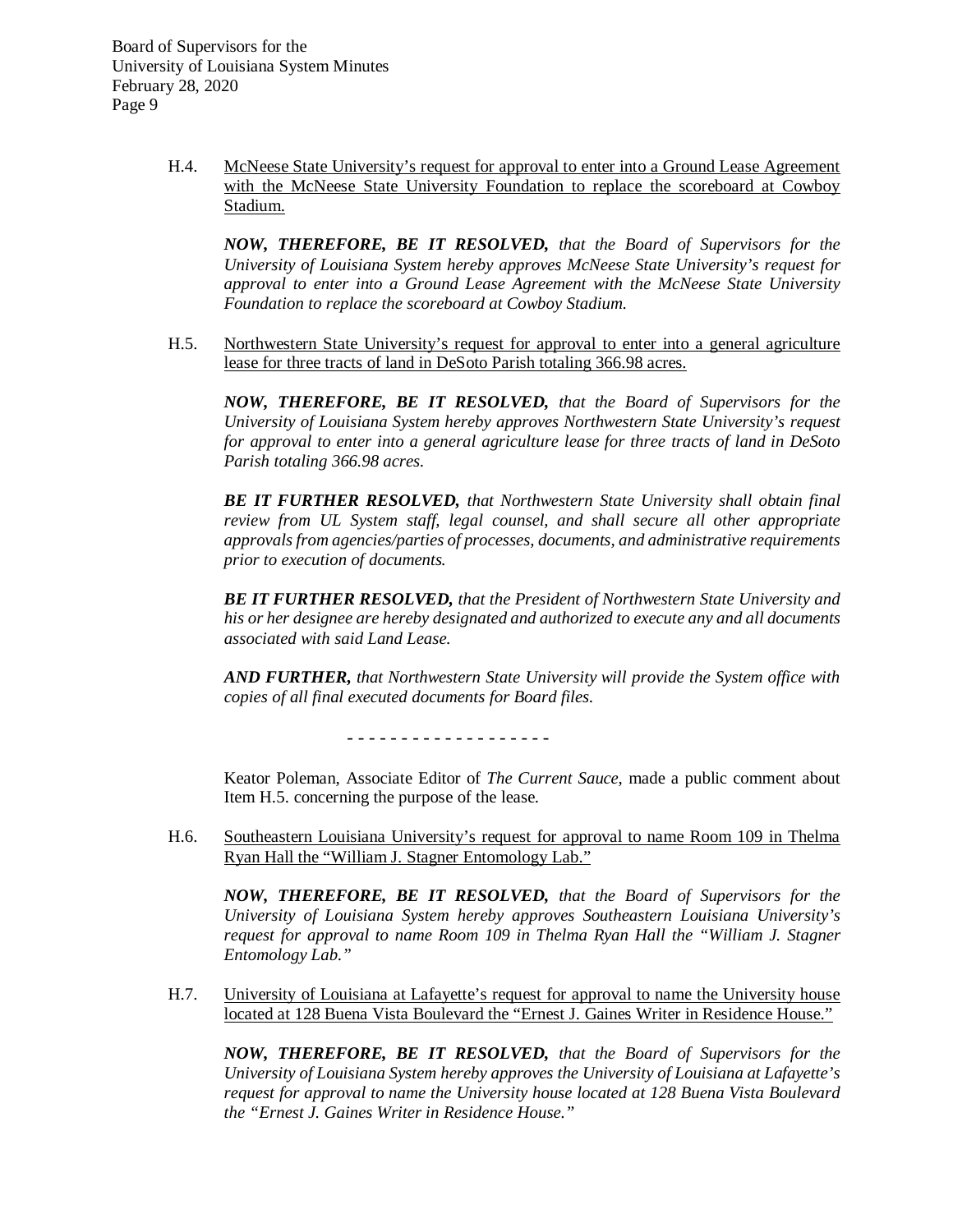H.4. McNeese State University's request for approval to enter into a Ground Lease Agreement with the McNeese State University Foundation to replace the scoreboard at Cowboy Stadium.

***NOW, THEREFORE, BE IT RESOLVED,*** *that the Board of Supervisors for the University of Louisiana System hereby approves McNeese State University's request for approval to enter into a Ground Lease Agreement with the McNeese State University Foundation to replace the scoreboard at Cowboy Stadium.*

H.5. Northwestern State University's request for approval to enter into a general agriculture lease for three tracts of land in DeSoto Parish totaling 366.98 acres.

***NOW, THEREFORE, BE IT RESOLVED,*** *that the Board of Supervisors for the University of Louisiana System hereby approves Northwestern State University's request for approval to enter into a general agriculture lease for three tracts of land in DeSoto Parish totaling 366.98 acres.*

***BE IT FURTHER RESOLVED,*** *that Northwestern State University shall obtain final review from UL System staff, legal counsel, and shall secure all other appropriate approvals from agencies/parties of processes, documents, and administrative requirements prior to execution of documents.*

***BE IT FURTHER RESOLVED,*** *that the President of Northwestern State University and his or her designee are hereby designated and authorized to execute any and all documents associated with said Land Lease.*

***AND FURTHER,*** *that Northwestern State University will provide the System office with copies of all final executed documents for Board files.*

\- - - - - - - - - - - - - - - - - - -

Keator Poleman, Associate Editor of *The Current Sauce*, made a public comment about Item H.5. concerning the purpose of the lease.

H.6. Southeastern Louisiana University's request for approval to name Room 109 in Thelma Ryan Hall the "William J. Stagner Entomology Lab."

***NOW, THEREFORE, BE IT RESOLVED,*** *that the Board of Supervisors for the University of Louisiana System hereby approves Southeastern Louisiana University's request for approval to name Room 109 in Thelma Ryan Hall the "William J. Stagner Entomology Lab."*

H.7. University of Louisiana at Lafayette's request for approval to name the University house located at 128 Buena Vista Boulevard the "Ernest J. Gaines Writer in Residence House."

***NOW, THEREFORE, BE IT RESOLVED,*** *that the Board of Supervisors for the University of Louisiana System hereby approves the University of Louisiana at Lafayette's request for approval to name the University house located at 128 Buena Vista Boulevard the "Ernest J. Gaines Writer in Residence House."*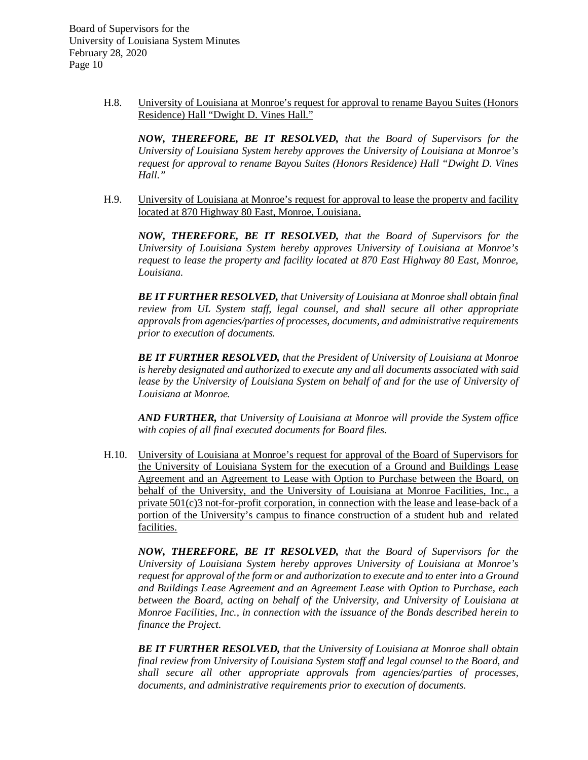H.8. University of Louisiana at Monroe's request for approval to rename Bayou Suites (Honors Residence) Hall "Dwight D. Vines Hall."

***NOW, THEREFORE, BE IT RESOLVED,*** *that the Board of Supervisors for the University of Louisiana System hereby approves the University of Louisiana at Monroe's request for approval to rename Bayou Suites (Honors Residence) Hall "Dwight D. Vines Hall."*

H.9. University of Louisiana at Monroe's request for approval to lease the property and facility located at 870 Highway 80 East, Monroe, Louisiana.

***NOW, THEREFORE, BE IT RESOLVED,*** *that the Board of Supervisors for the University of Louisiana System hereby approves University of Louisiana at Monroe's request to lease the property and facility located at 870 East Highway 80 East, Monroe, Louisiana.*

***BE IT FURTHER RESOLVED,*** *that University of Louisiana at Monroe shall obtain final review from UL System staff, legal counsel, and shall secure all other appropriate approvals from agencies/parties of processes, documents, and administrative requirements prior to execution of documents.*

***BE IT FURTHER RESOLVED,*** *that the President of University of Louisiana at Monroe is hereby designated and authorized to execute any and all documents associated with said lease by the University of Louisiana System on behalf of and for the use of University of Louisiana at Monroe.*

***AND FURTHER,*** *that University of Louisiana at Monroe will provide the System office with copies of all final executed documents for Board files.*

H.10. University of Louisiana at Monroe's request for approval of the Board of Supervisors for the University of Louisiana System for the execution of a Ground and Buildings Lease Agreement and an Agreement to Lease with Option to Purchase between the Board, on behalf of the University, and the University of Louisiana at Monroe Facilities, Inc., a private 501(c)3 not-for-profit corporation, in connection with the lease and lease-back of a portion of the University's campus to finance construction of a student hub and related facilities.

***NOW, THEREFORE, BE IT RESOLVED,*** *that the Board of Supervisors for the University of Louisiana System hereby approves University of Louisiana at Monroe's request for approval of the form or and authorization to execute and to enter into a Ground and Buildings Lease Agreement and an Agreement Lease with Option to Purchase, each between the Board, acting on behalf of the University, and University of Louisiana at Monroe Facilities, Inc., in connection with the issuance of the Bonds described herein to finance the Project.*

***BE IT FURTHER RESOLVED,*** *that the University of Louisiana at Monroe shall obtain final review from University of Louisiana System staff and legal counsel to the Board, and shall secure all other appropriate approvals from agencies/parties of processes, documents, and administrative requirements prior to execution of documents.*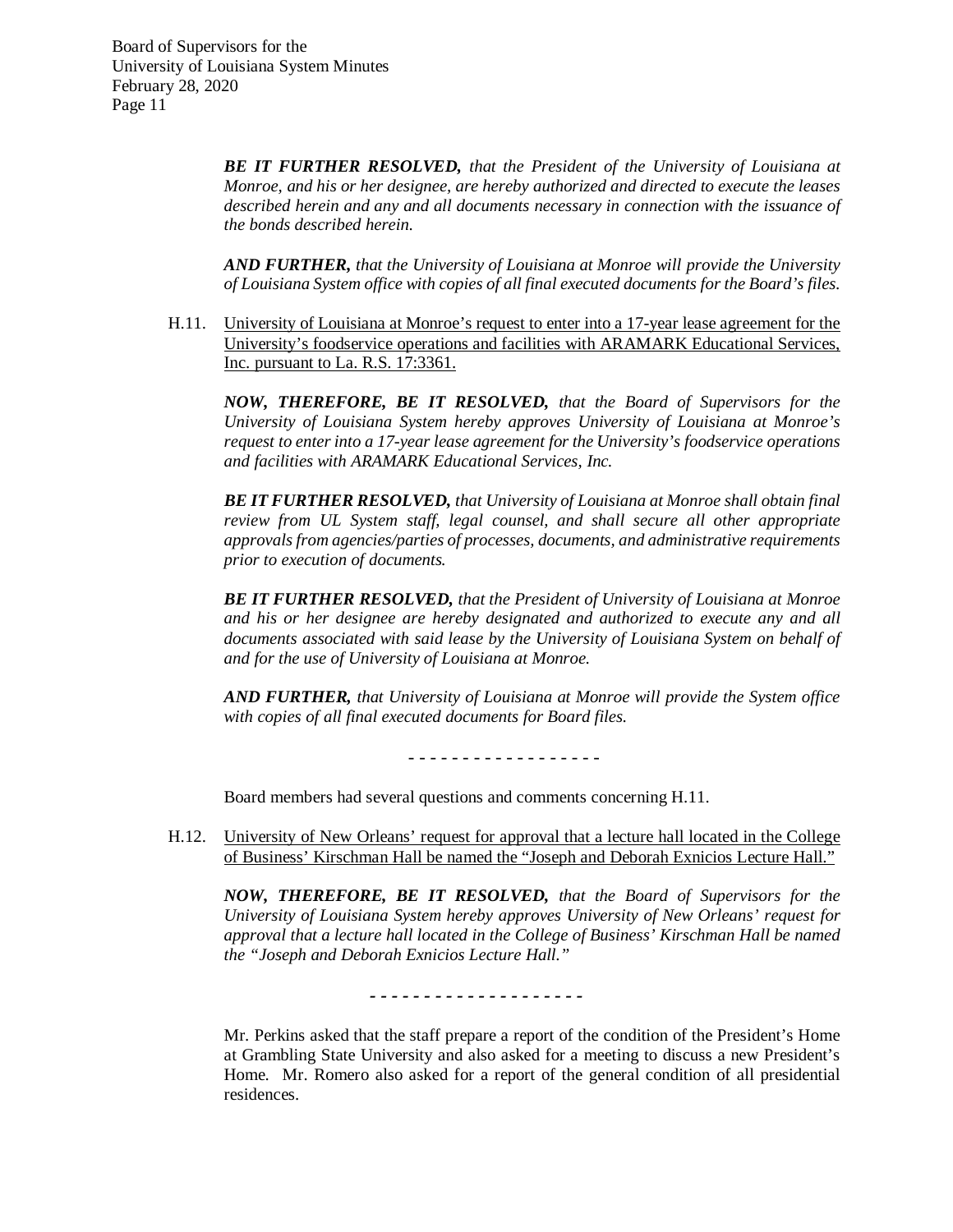***BE IT FURTHER RESOLVED,*** *that the President of the University of Louisiana at Monroe, and his or her designee, are hereby authorized and directed to execute the leases described herein and any and all documents necessary in connection with the issuance of the bonds described herein.*

***AND FURTHER,*** *that the University of Louisiana at Monroe will provide the University of Louisiana System office with copies of all final executed documents for the Board's files.*

H.11. University of Louisiana at Monroe's request to enter into a 17-year lease agreement for the University's foodservice operations and facilities with ARAMARK Educational Services, Inc. pursuant to La. R.S. 17:3361.

***NOW, THEREFORE, BE IT RESOLVED,*** *that the Board of Supervisors for the University of Louisiana System hereby approves University of Louisiana at Monroe's request to enter into a 17-year lease agreement for the University's foodservice operations and facilities with ARAMARK Educational Services, Inc.*

***BE IT FURTHER RESOLVED,*** *that University of Louisiana at Monroe shall obtain final review from UL System staff, legal counsel, and shall secure all other appropriate approvals from agencies/parties of processes, documents, and administrative requirements prior to execution of documents.*

***BE IT FURTHER RESOLVED,*** *that the President of University of Louisiana at Monroe and his or her designee are hereby designated and authorized to execute any and all documents associated with said lease by the University of Louisiana System on behalf of and for the use of University of Louisiana at Monroe.*

***AND FURTHER,*** *that University of Louisiana at Monroe will provide the System office with copies of all final executed documents for Board files.*

\- - - - - - - - - - - - - - - - - -

Board members had several questions and comments concerning H.11.

H.12. University of New Orleans' request for approval that a lecture hall located in the College of Business' Kirschman Hall be named the "Joseph and Deborah Exnicios Lecture Hall."

***NOW, THEREFORE, BE IT RESOLVED,*** *that the Board of Supervisors for the University of Louisiana System hereby approves University of New Orleans' request for approval that a lecture hall located in the College of Business' Kirschman Hall be named the "Joseph and Deborah Exnicios Lecture Hall."*

\- - - - - - - - - - - - - - - - - - -

Mr. Perkins asked that the staff prepare a report of the condition of the President's Home at Grambling State University and also asked for a meeting to discuss a new President's Home. Mr. Romero also asked for a report of the general condition of all presidential residences.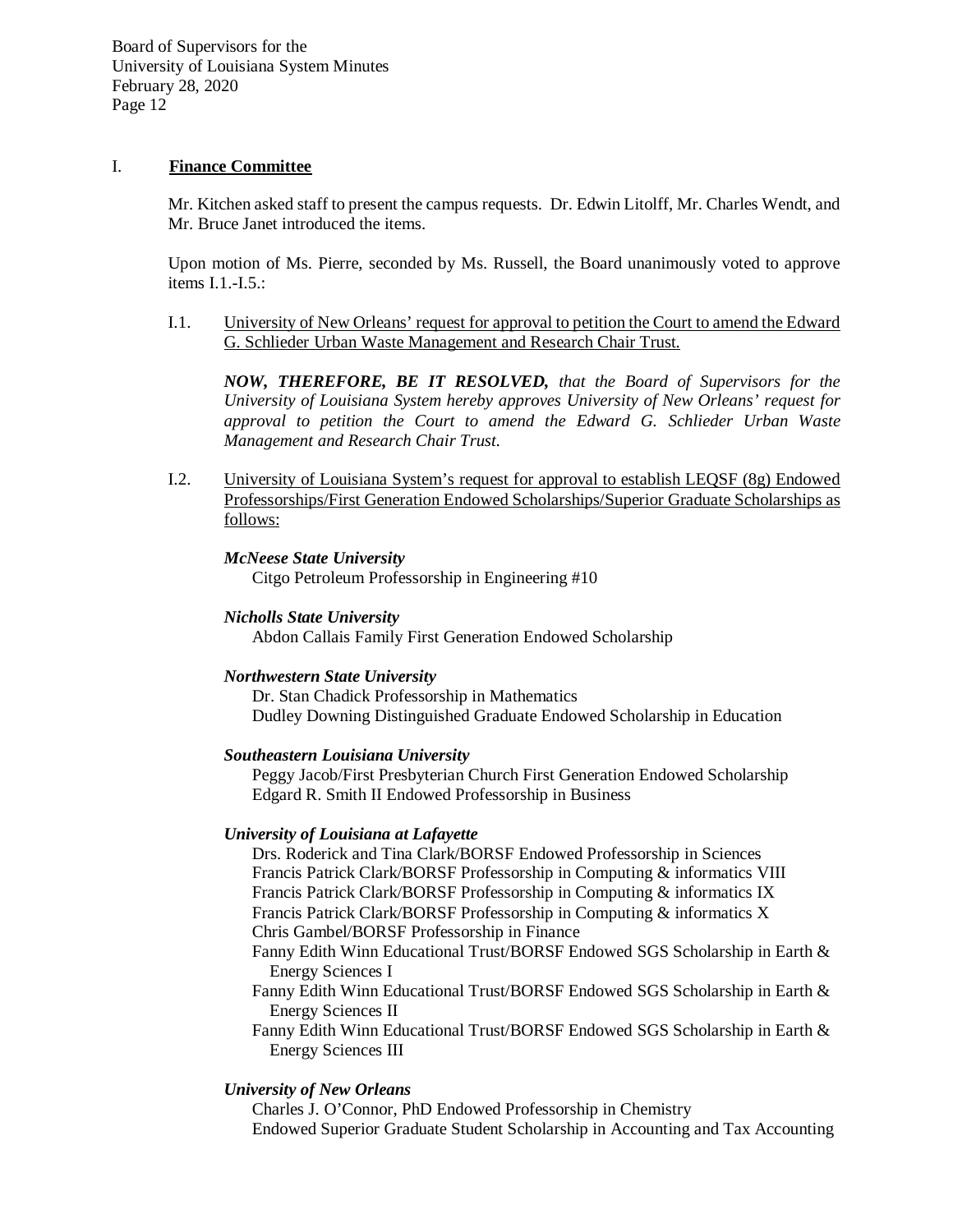## I. **Finance Committee**

Mr. Kitchen asked staff to present the campus requests. Dr. Edwin Litolff, Mr. Charles Wendt, and Mr. Bruce Janet introduced the items.

Upon motion of Ms. Pierre, seconded by Ms. Russell, the Board unanimously voted to approve items I.1.-I.5.:

I.1. University of New Orleans' request for approval to petition the Court to amend the Edward G. Schlieder Urban Waste Management and Research Chair Trust.

> ***NOW, THEREFORE, BE IT RESOLVED,*** *that the Board of Supervisors for the University of Louisiana System hereby approves University of New Orleans' request for approval to petition the Court to amend the Edward G. Schlieder Urban Waste Management and Research Chair Trust.*

I.2. University of Louisiana System's request for approval to establish LEQSF (8g) Endowed Professorships/First Generation Endowed Scholarships/Superior Graduate Scholarships as follows:

***McNeese State University***
- Citgo Petroleum Professorship in Engineering #10

***Nicholls State University***
- Abdon Callais Family First Generation Endowed Scholarship

***Northwestern State University***
- Dr. Stan Chadick Professorship in Mathematics
- Dudley Downing Distinguished Graduate Endowed Scholarship in Education

***Southeastern Louisiana University***
- Peggy Jacob/First Presbyterian Church First Generation Endowed Scholarship
- Edgard R. Smith II Endowed Professorship in Business

***University of Louisiana at Lafayette***
- Drs. Roderick and Tina Clark/BORSF Endowed Professorship in Sciences
- Francis Patrick Clark/BORSF Professorship in Computing & informatics VIII
- Francis Patrick Clark/BORSF Professorship in Computing & informatics IX
- Francis Patrick Clark/BORSF Professorship in Computing & informatics X
- Chris Gambel/BORSF Professorship in Finance
- Fanny Edith Winn Educational Trust/BORSF Endowed SGS Scholarship in Earth & Energy Sciences I
- Fanny Edith Winn Educational Trust/BORSF Endowed SGS Scholarship in Earth & Energy Sciences II
- Fanny Edith Winn Educational Trust/BORSF Endowed SGS Scholarship in Earth & Energy Sciences III

***University of New Orleans***
- Charles J. O'Connor, PhD Endowed Professorship in Chemistry
- Endowed Superior Graduate Student Scholarship in Accounting and Tax Accounting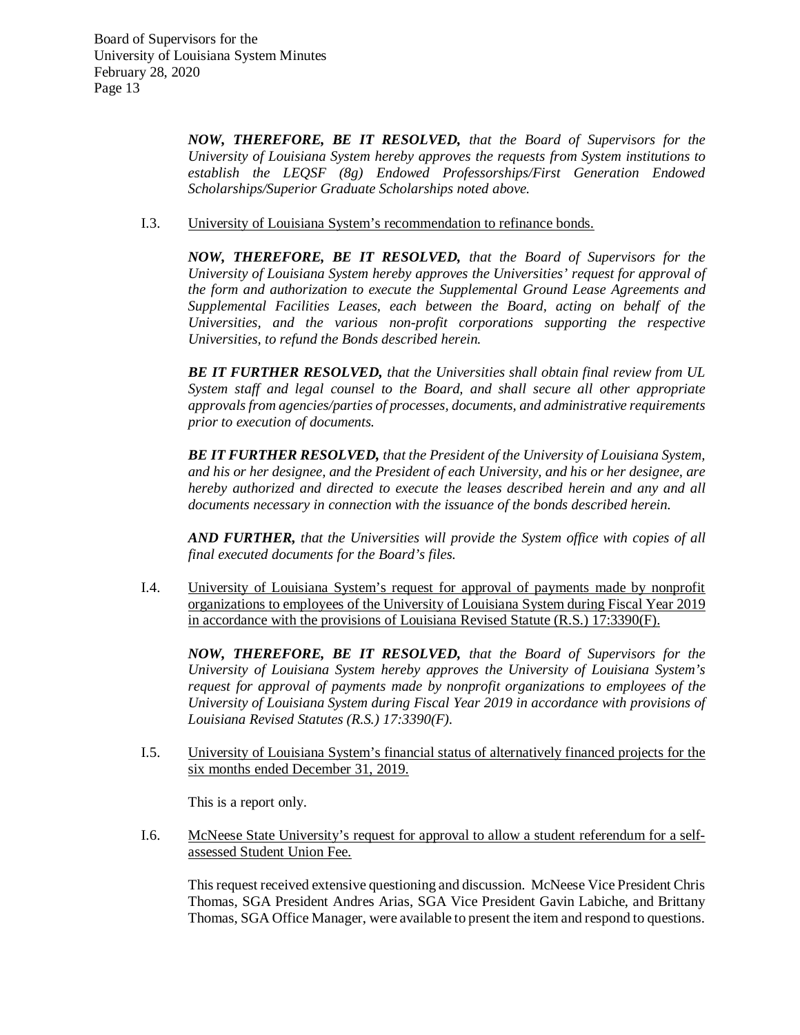***NOW, THEREFORE, BE IT RESOLVED,*** *that the Board of Supervisors for the University of Louisiana System hereby approves the requests from System institutions to establish the LEQSF (8g) Endowed Professorships/First Generation Endowed Scholarships/Superior Graduate Scholarships noted above.*

I.3. University of Louisiana System's recommendation to refinance bonds.

***NOW, THEREFORE, BE IT RESOLVED,*** *that the Board of Supervisors for the University of Louisiana System hereby approves the Universities' request for approval of the form and authorization to execute the Supplemental Ground Lease Agreements and Supplemental Facilities Leases, each between the Board, acting on behalf of the Universities, and the various non-profit corporations supporting the respective Universities, to refund the Bonds described herein.*

***BE IT FURTHER RESOLVED,*** *that the Universities shall obtain final review from UL System staff and legal counsel to the Board, and shall secure all other appropriate approvals from agencies/parties of processes, documents, and administrative requirements prior to execution of documents.*

***BE IT FURTHER RESOLVED,*** *that the President of the University of Louisiana System, and his or her designee, and the President of each University, and his or her designee, are hereby authorized and directed to execute the leases described herein and any and all documents necessary in connection with the issuance of the bonds described herein.*

***AND FURTHER,*** *that the Universities will provide the System office with copies of all final executed documents for the Board's files.*

I.4. University of Louisiana System's request for approval of payments made by nonprofit organizations to employees of the University of Louisiana System during Fiscal Year 2019 in accordance with the provisions of Louisiana Revised Statute (R.S.) 17:3390(F).

***NOW, THEREFORE, BE IT RESOLVED,*** *that the Board of Supervisors for the University of Louisiana System hereby approves the University of Louisiana System's request for approval of payments made by nonprofit organizations to employees of the University of Louisiana System during Fiscal Year 2019 in accordance with provisions of Louisiana Revised Statutes (R.S.) 17:3390(F).*

I.5. University of Louisiana System's financial status of alternatively financed projects for the six months ended December 31, 2019.

This is a report only.

I.6. McNeese State University's request for approval to allow a student referendum for a self-assessed Student Union Fee.

This request received extensive questioning and discussion. McNeese Vice President Chris Thomas, SGA President Andres Arias, SGA Vice President Gavin Labiche, and Brittany Thomas, SGA Office Manager, were available to present the item and respond to questions.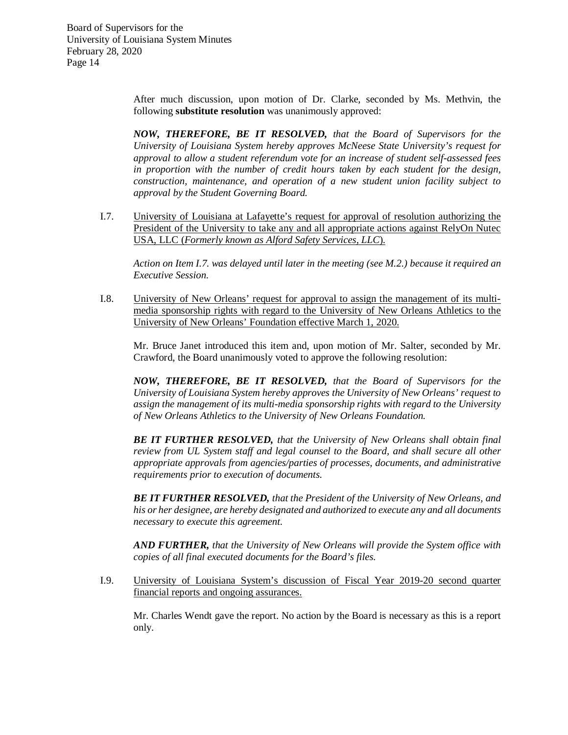After much discussion, upon motion of Dr. Clarke, seconded by Ms. Methvin, the following **substitute resolution** was unanimously approved:

***NOW, THEREFORE, BE IT RESOLVED,*** *that the Board of Supervisors for the University of Louisiana System hereby approves McNeese State University's request for approval to allow a student referendum vote for an increase of student self-assessed fees in proportion with the number of credit hours taken by each student for the design, construction, maintenance, and operation of a new student union facility subject to approval by the Student Governing Board.*

I.7. <u>University of Louisiana at Lafayette's request for approval of resolution authorizing the President of the University to take any and all appropriate actions against RelyOn Nutec USA, LLC (*Formerly known as Alford Safety Services, LLC*).</u>

*Action on Item I.7. was delayed until later in the meeting (see M.2.) because it required an Executive Session.*

I.8. <u>University of New Orleans' request for approval to assign the management of its multi-media sponsorship rights with regard to the University of New Orleans Athletics to the University of New Orleans' Foundation effective March 1, 2020.</u>

Mr. Bruce Janet introduced this item and, upon motion of Mr. Salter, seconded by Mr. Crawford, the Board unanimously voted to approve the following resolution:

***NOW, THEREFORE, BE IT RESOLVED,*** *that the Board of Supervisors for the University of Louisiana System hereby approves the University of New Orleans' request to assign the management of its multi-media sponsorship rights with regard to the University of New Orleans Athletics to the University of New Orleans Foundation.*

***BE IT FURTHER RESOLVED,*** *that the University of New Orleans shall obtain final review from UL System staff and legal counsel to the Board, and shall secure all other appropriate approvals from agencies/parties of processes, documents, and administrative requirements prior to execution of documents.*

***BE IT FURTHER RESOLVED,*** *that the President of the University of New Orleans, and his or her designee, are hereby designated and authorized to execute any and all documents necessary to execute this agreement.*

***AND FURTHER,*** *that the University of New Orleans will provide the System office with copies of all final executed documents for the Board's files.*

I.9. <u>University of Louisiana System's discussion of Fiscal Year 2019-20 second quarter financial reports and ongoing assurances.</u>

Mr. Charles Wendt gave the report. No action by the Board is necessary as this is a report only.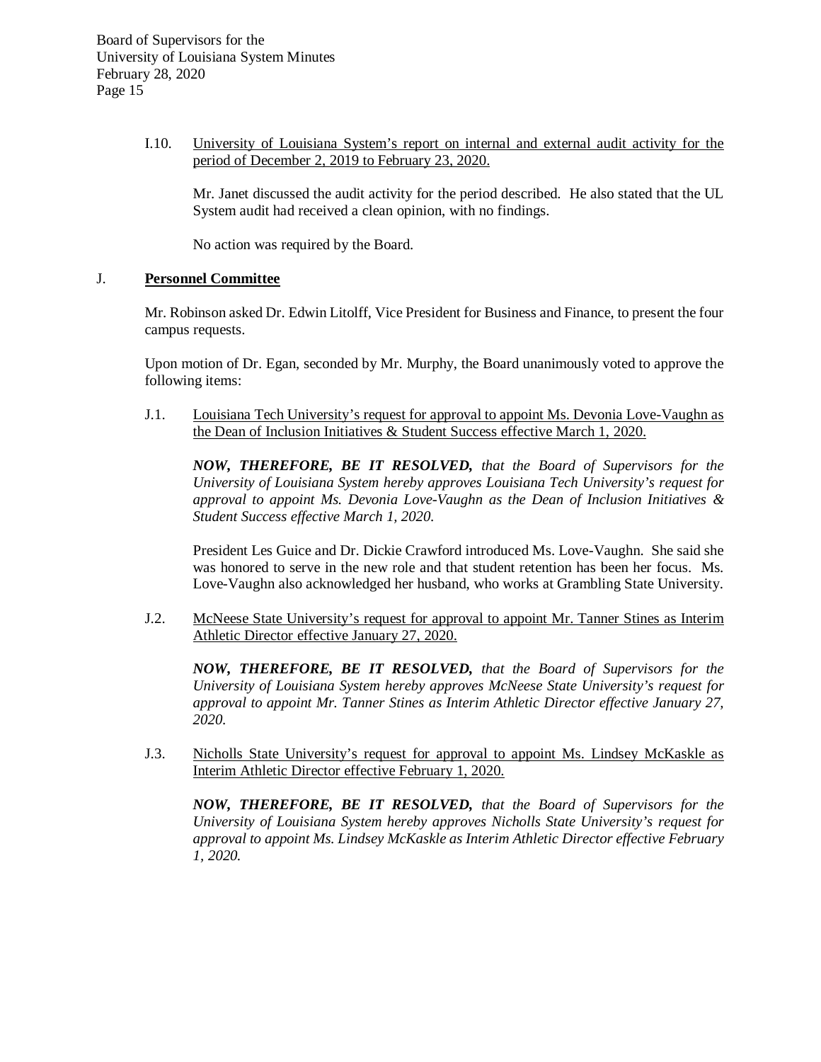I.10. University of Louisiana System's report on internal and external audit activity for the period of December 2, 2019 to February 23, 2020.

Mr. Janet discussed the audit activity for the period described. He also stated that the UL System audit had received a clean opinion, with no findings.

No action was required by the Board.

## J. **Personnel Committee**

Mr. Robinson asked Dr. Edwin Litolff, Vice President for Business and Finance, to present the four campus requests.

Upon motion of Dr. Egan, seconded by Mr. Murphy, the Board unanimously voted to approve the following items:

J.1. Louisiana Tech University's request for approval to appoint Ms. Devonia Love-Vaughn as the Dean of Inclusion Initiatives & Student Success effective March 1, 2020.

***NOW, THEREFORE, BE IT RESOLVED,*** *that the Board of Supervisors for the University of Louisiana System hereby approves Louisiana Tech University's request for approval to appoint Ms. Devonia Love-Vaughn as the Dean of Inclusion Initiatives & Student Success effective March 1, 2020.*

President Les Guice and Dr. Dickie Crawford introduced Ms. Love-Vaughn. She said she was honored to serve in the new role and that student retention has been her focus. Ms. Love-Vaughn also acknowledged her husband, who works at Grambling State University.

J.2. McNeese State University's request for approval to appoint Mr. Tanner Stines as Interim Athletic Director effective January 27, 2020.

***NOW, THEREFORE, BE IT RESOLVED,*** *that the Board of Supervisors for the University of Louisiana System hereby approves McNeese State University's request for approval to appoint Mr. Tanner Stines as Interim Athletic Director effective January 27, 2020.*

J.3. Nicholls State University's request for approval to appoint Ms. Lindsey McKaskle as Interim Athletic Director effective February 1, 2020.

***NOW, THEREFORE, BE IT RESOLVED,*** *that the Board of Supervisors for the University of Louisiana System hereby approves Nicholls State University's request for approval to appoint Ms. Lindsey McKaskle as Interim Athletic Director effective February 1, 2020.*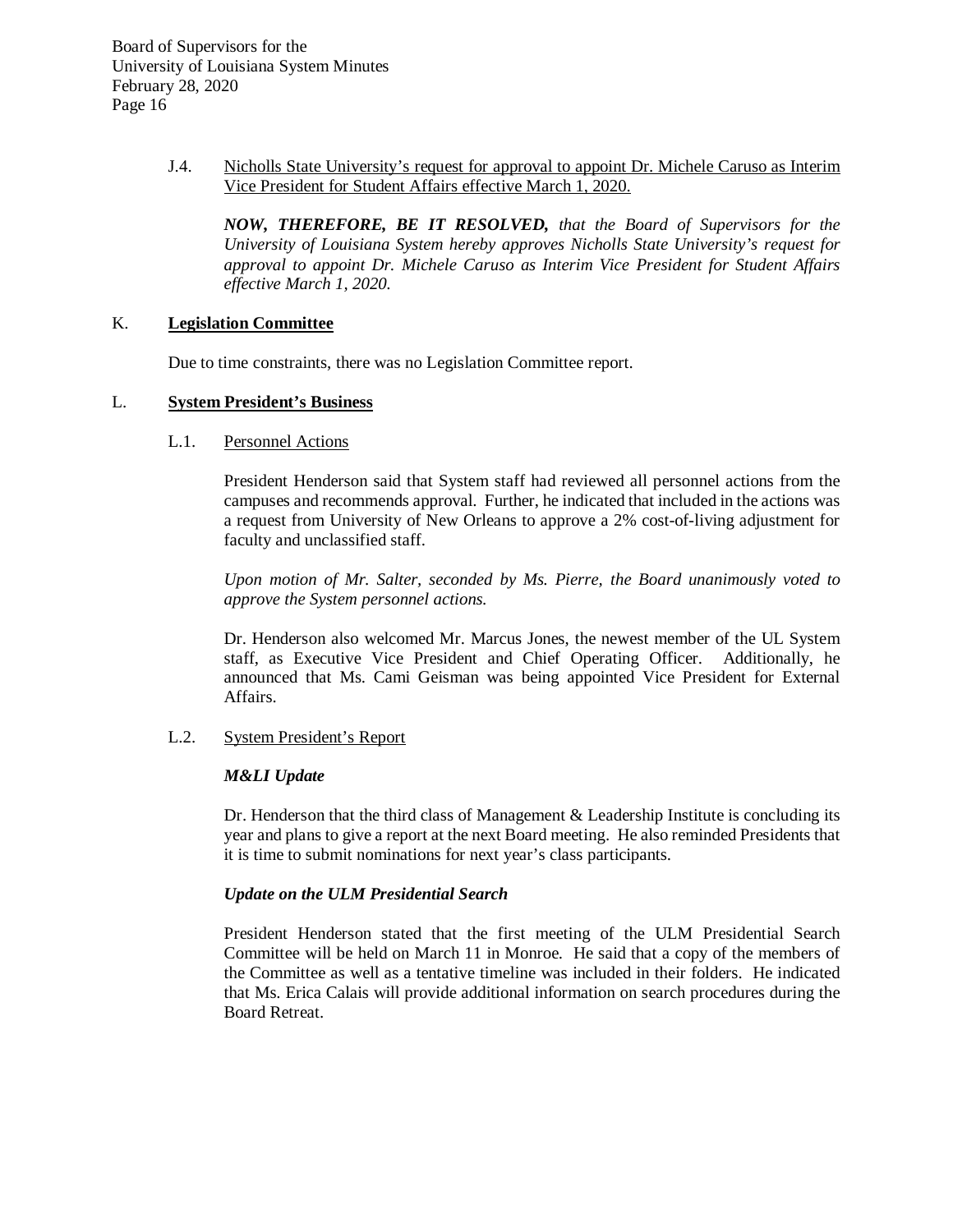J.4. Nicholls State University's request for approval to appoint Dr. Michele Caruso as Interim Vice President for Student Affairs effective March 1, 2020.

***NOW, THEREFORE, BE IT RESOLVED,*** *that the Board of Supervisors for the University of Louisiana System hereby approves Nicholls State University's request for approval to appoint Dr. Michele Caruso as Interim Vice President for Student Affairs effective March 1, 2020.*

## K. Legislation Committee

Due to time constraints, there was no Legislation Committee report.

## L. System President's Business

### L.1. Personnel Actions

President Henderson said that System staff had reviewed all personnel actions from the campuses and recommends approval. Further, he indicated that included in the actions was a request from University of New Orleans to approve a 2% cost-of-living adjustment for faculty and unclassified staff.

*Upon motion of Mr. Salter, seconded by Ms. Pierre, the Board unanimously voted to approve the System personnel actions.*

Dr. Henderson also welcomed Mr. Marcus Jones, the newest member of the UL System staff, as Executive Vice President and Chief Operating Officer. Additionally, he announced that Ms. Cami Geisman was being appointed Vice President for External Affairs.

### L.2. System President's Report

***M&LI Update***

Dr. Henderson that the third class of Management & Leadership Institute is concluding its year and plans to give a report at the next Board meeting. He also reminded Presidents that it is time to submit nominations for next year's class participants.

***Update on the ULM Presidential Search***

President Henderson stated that the first meeting of the ULM Presidential Search Committee will be held on March 11 in Monroe. He said that a copy of the members of the Committee as well as a tentative timeline was included in their folders. He indicated that Ms. Erica Calais will provide additional information on search procedures during the Board Retreat.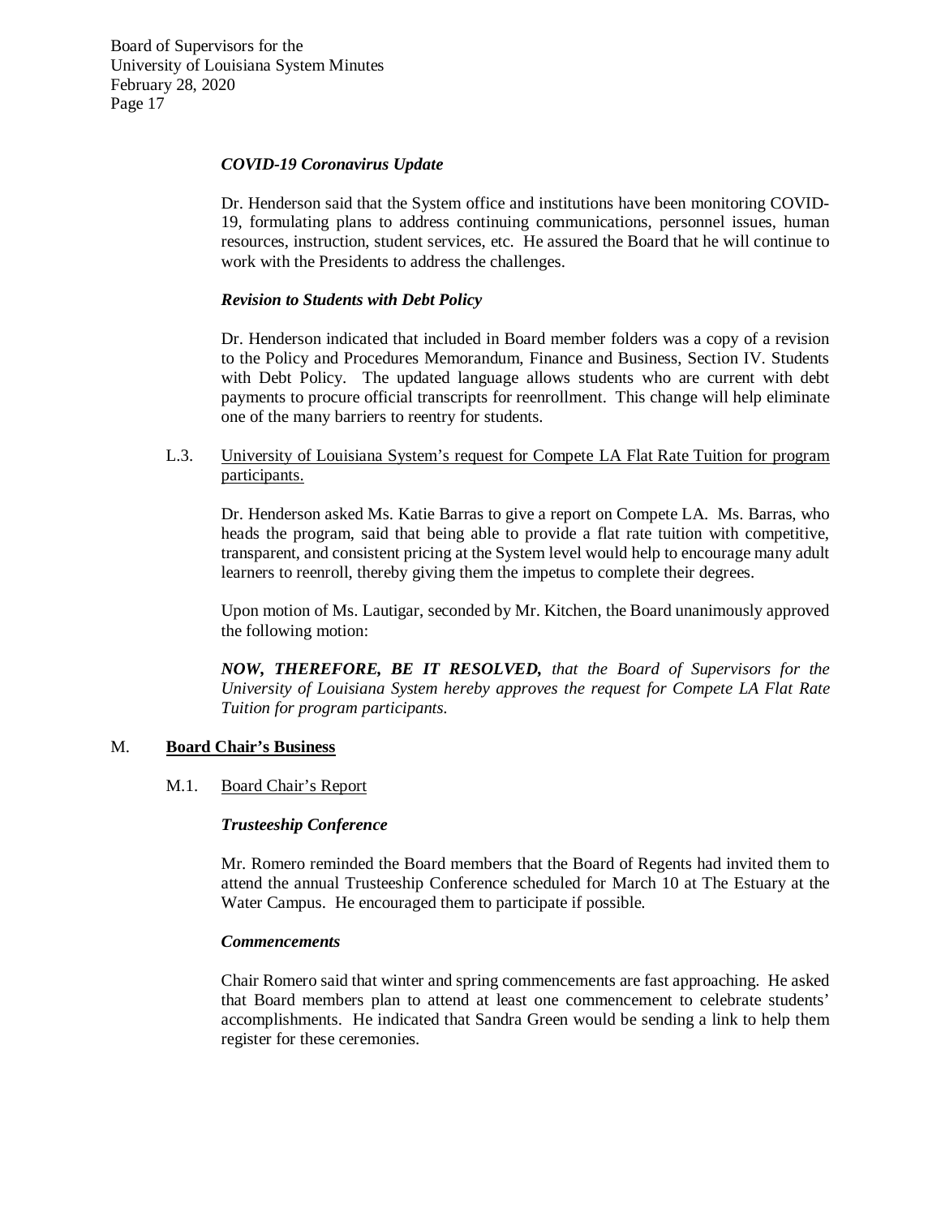***COVID-19 Coronavirus Update***

Dr. Henderson said that the System office and institutions have been monitoring COVID-19, formulating plans to address continuing communications, personnel issues, human resources, instruction, student services, etc. He assured the Board that he will continue to work with the Presidents to address the challenges.

***Revision to Students with Debt Policy***

Dr. Henderson indicated that included in Board member folders was a copy of a revision to the Policy and Procedures Memorandum, Finance and Business, Section IV. Students with Debt Policy. The updated language allows students who are current with debt payments to procure official transcripts for reenrollment. This change will help eliminate one of the many barriers to reentry for students.

L.3. University of Louisiana System's request for Compete LA Flat Rate Tuition for program participants.

Dr. Henderson asked Ms. Katie Barras to give a report on Compete LA. Ms. Barras, who heads the program, said that being able to provide a flat rate tuition with competitive, transparent, and consistent pricing at the System level would help to encourage many adult learners to reenroll, thereby giving them the impetus to complete their degrees.

Upon motion of Ms. Lautigar, seconded by Mr. Kitchen, the Board unanimously approved the following motion:

***NOW, THEREFORE, BE IT RESOLVED,*** *that the Board of Supervisors for the University of Louisiana System hereby approves the request for Compete LA Flat Rate Tuition for program participants.*

## M. **Board Chair's Business**

M.1. Board Chair's Report

***Trusteeship Conference***

Mr. Romero reminded the Board members that the Board of Regents had invited them to attend the annual Trusteeship Conference scheduled for March 10 at The Estuary at the Water Campus. He encouraged them to participate if possible.

***Commencements***

Chair Romero said that winter and spring commencements are fast approaching. He asked that Board members plan to attend at least one commencement to celebrate students' accomplishments. He indicated that Sandra Green would be sending a link to help them register for these ceremonies.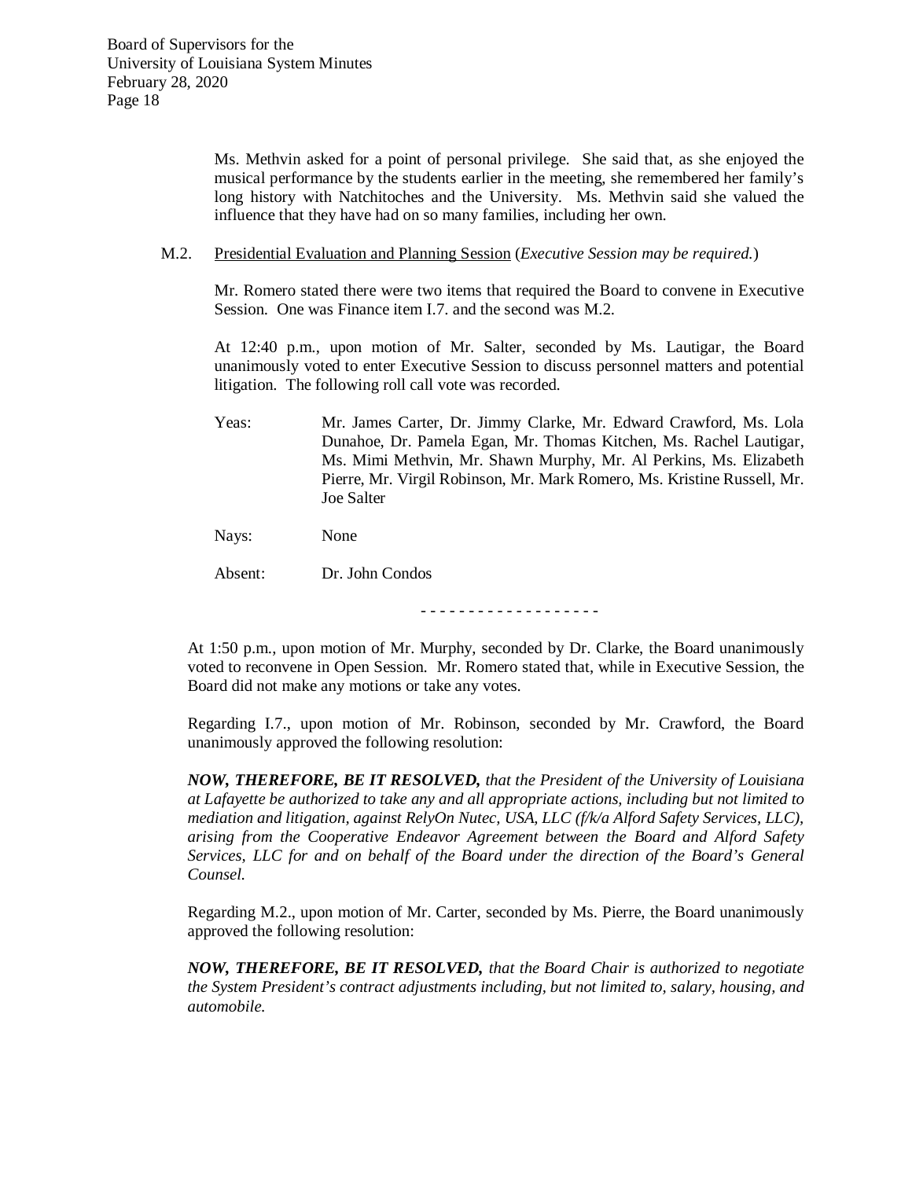Ms. Methvin asked for a point of personal privilege. She said that, as she enjoyed the musical performance by the students earlier in the meeting, she remembered her family's long history with Natchitoches and the University. Ms. Methvin said she valued the influence that they have had on so many families, including her own.

M.2. Presidential Evaluation and Planning Session (*Executive Session may be required.*)

Mr. Romero stated there were two items that required the Board to convene in Executive Session. One was Finance item I.7. and the second was M.2.

At 12:40 p.m., upon motion of Mr. Salter, seconded by Ms. Lautigar, the Board unanimously voted to enter Executive Session to discuss personnel matters and potential litigation. The following roll call vote was recorded.

Yeas: Mr. James Carter, Dr. Jimmy Clarke, Mr. Edward Crawford, Ms. Lola Dunahoe, Dr. Pamela Egan, Mr. Thomas Kitchen, Ms. Rachel Lautigar, Ms. Mimi Methvin, Mr. Shawn Murphy, Mr. Al Perkins, Ms. Elizabeth Pierre, Mr. Virgil Robinson, Mr. Mark Romero, Ms. Kristine Russell, Mr. Joe Salter

Nays: None

Absent: Dr. John Condos

\- - - - - - - - - - - - - - - - - -

At 1:50 p.m., upon motion of Mr. Murphy, seconded by Dr. Clarke, the Board unanimously voted to reconvene in Open Session. Mr. Romero stated that, while in Executive Session, the Board did not make any motions or take any votes.

Regarding I.7., upon motion of Mr. Robinson, seconded by Mr. Crawford, the Board unanimously approved the following resolution:

***NOW, THEREFORE, BE IT RESOLVED,*** *that the President of the University of Louisiana at Lafayette be authorized to take any and all appropriate actions, including but not limited to mediation and litigation, against RelyOn Nutec, USA, LLC (f/k/a Alford Safety Services, LLC), arising from the Cooperative Endeavor Agreement between the Board and Alford Safety Services, LLC for and on behalf of the Board under the direction of the Board's General Counsel.*

Regarding M.2., upon motion of Mr. Carter, seconded by Ms. Pierre, the Board unanimously approved the following resolution:

***NOW, THEREFORE, BE IT RESOLVED,*** *that the Board Chair is authorized to negotiate the System President's contract adjustments including, but not limited to, salary, housing, and automobile.*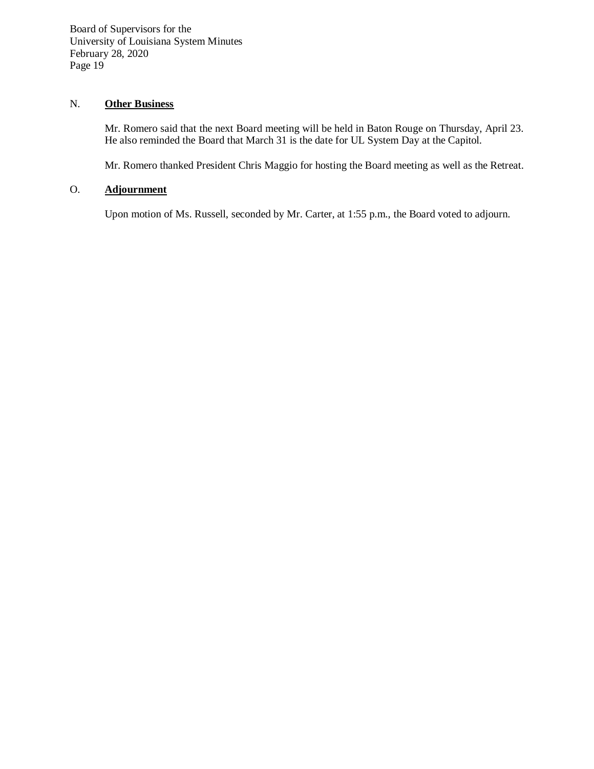## N. **Other Business**

Mr. Romero said that the next Board meeting will be held in Baton Rouge on Thursday, April 23. He also reminded the Board that March 31 is the date for UL System Day at the Capitol.

Mr. Romero thanked President Chris Maggio for hosting the Board meeting as well as the Retreat.

## O. **Adjournment**

Upon motion of Ms. Russell, seconded by Mr. Carter, at 1:55 p.m., the Board voted to adjourn.